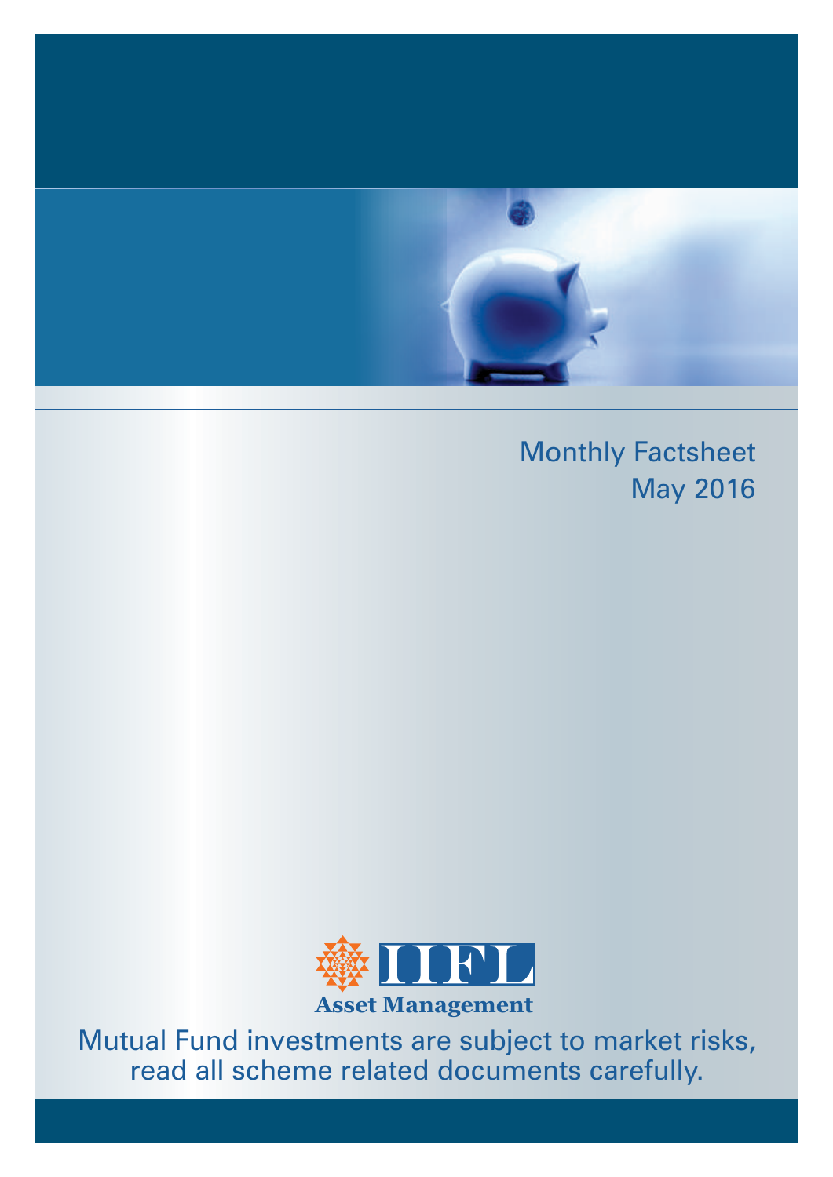# Monthly Factsheet
## May 2016

IIFL Asset Management

Mutual Fund investments are subject to market risks, read all scheme related documents carefully.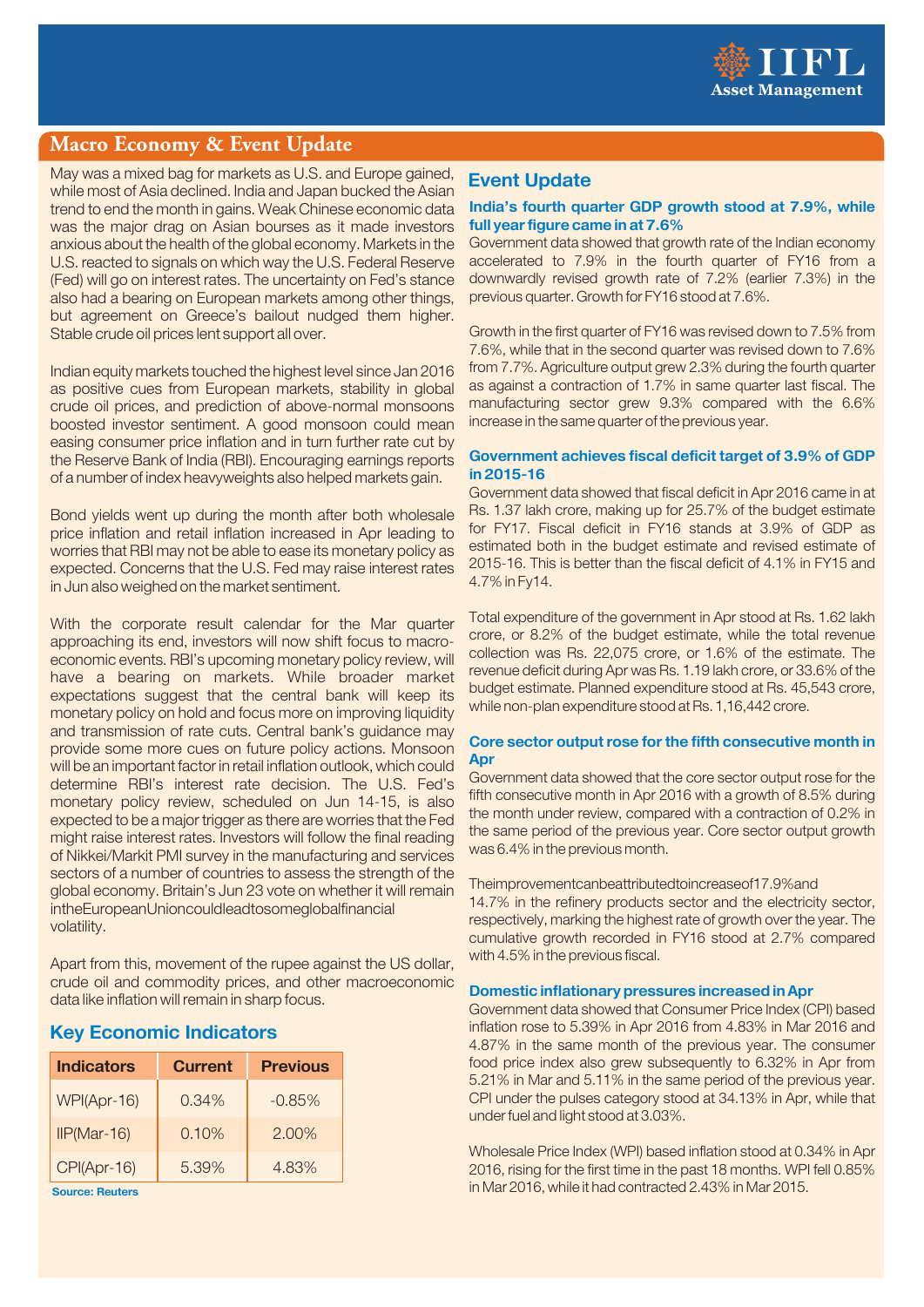## Macro Economy & Event Update

May was a mixed bag for markets as U.S. and Europe gained, while most of Asia declined. India and Japan bucked the Asian trend to end the month in gains. Weak Chinese economic data was the major drag on Asian bourses as it made investors anxious about the health of the global economy. Markets in the U.S. reacted to signals on which way the U.S. Federal Reserve (Fed) will go on interest rates. The uncertainty on Fed's stance also had a bearing on European markets among other things, but agreement on Greece's bailout nudged them higher. Stable crude oil prices lent support all over.

Indian equity markets touched the highest level since Jan 2016 as positive cues from European markets, stability in global crude oil prices, and prediction of above-normal monsoons boosted investor sentiment. A good monsoon could mean easing consumer price inflation and in turn further rate cut by the Reserve Bank of India (RBI). Encouraging earnings reports of a number of index heavyweights also helped markets gain.

Bond yields went up during the month after both wholesale price inflation and retail inflation increased in Apr leading to worries that RBI may not be able to ease its monetary policy as expected. Concerns that the U.S. Fed may raise interest rates in Jun also weighed on the market sentiment.

With the corporate result calendar for the Mar quarter approaching its end, investors will now shift focus to macro-economic events. RBI's upcoming monetary policy review, will have a bearing on markets. While broader market expectations suggest that the central bank will keep its monetary policy on hold and focus more on improving liquidity and transmission of rate cuts. Central bank's guidance may provide some more cues on future policy actions. Monsoon will be an important factor in retail inflation outlook, which could determine RBI's interest rate decision. The U.S. Fed's monetary policy review, scheduled on Jun 14-15, is also expected to be a major trigger as there are worries that the Fed might raise interest rates. Investors will follow the final reading of Nikkei/Markit PMI survey in the manufacturing and services sectors of a number of countries to assess the strength of the global economy. Britain's Jun 23 vote on whether it will remain in the European Union could lead to some global financial volatility.

Apart from this, movement of the rupee against the US dollar, crude oil and commodity prices, and other macroeconomic data like inflation will remain in sharp focus.

### Key Economic Indicators

| Indicators | Current | Previous |
|---|---|---|
| WPI(Apr-16) | 0.34% | -0.85% |
| IIP(Mar-16) | 0.10% | 2.00% |
| CPI(Apr-16) | 5.39% | 4.83% |

Source: Reuters

### Event Update

#### India's fourth quarter GDP growth stood at 7.9%, while full year figure came in at 7.6%

Government data showed that growth rate of the Indian economy accelerated to 7.9% in the fourth quarter of FY16 from a downwardly revised growth rate of 7.2% (earlier 7.3%) in the previous quarter. Growth for FY16 stood at 7.6%.

Growth in the first quarter of FY16 was revised down to 7.5% from 7.6%, while that in the second quarter was revised down to 7.6% from 7.7%. Agriculture output grew 2.3% during the fourth quarter as against a contraction of 1.7% in same quarter last fiscal. The manufacturing sector grew 9.3% compared with the 6.6% increase in the same quarter of the previous year.

#### Government achieves fiscal deficit target of 3.9% of GDP in 2015-16

Government data showed that fiscal deficit in Apr 2016 came in at Rs. 1.37 lakh crore, making up for 25.7% of the budget estimate for FY17. Fiscal deficit in FY16 stands at 3.9% of GDP as estimated both in the budget estimate and revised estimate of 2015-16. This is better than the fiscal deficit of 4.1% in FY15 and 4.7% in Fy14.

Total expenditure of the government in Apr stood at Rs. 1.62 lakh crore, or 8.2% of the budget estimate, while the total revenue collection was Rs. 22,075 crore, or 1.6% of the estimate. The revenue deficit during Apr was Rs. 1.19 lakh crore, or 33.6% of the budget estimate. Planned expenditure stood at Rs. 45,543 crore, while non-plan expenditure stood at Rs. 1,16,442 crore.

#### Core sector output rose for the fifth consecutive month in Apr

Government data showed that the core sector output rose for the fifth consecutive month in Apr 2016 with a growth of 8.5% during the month under review, compared with a contraction of 0.2% in the same period of the previous year. Core sector output growth was 6.4% in the previous month.

The improvement can be attributed to increase of 17.9% and 14.7% in the refinery products sector and the electricity sector, respectively, marking the highest rate of growth over the year. The cumulative growth recorded in FY16 stood at 2.7% compared with 4.5% in the previous fiscal.

#### Domestic inflationary pressures increased in Apr

Government data showed that Consumer Price Index (CPI) based inflation rose to 5.39% in Apr 2016 from 4.83% in Mar 2016 and 4.87% in the same month of the previous year. The consumer food price index also grew subsequently to 6.32% in Apr from 5.21% in Mar and 5.11% in the same period of the previous year. CPI under the pulses category stood at 34.13% in Apr, while that under fuel and light stood at 3.03%.

Wholesale Price Index (WPI) based inflation stood at 0.34% in Apr 2016, rising for the first time in the past 18 months. WPI fell 0.85% in Mar 2016, while it had contracted 2.43% in Mar 2015.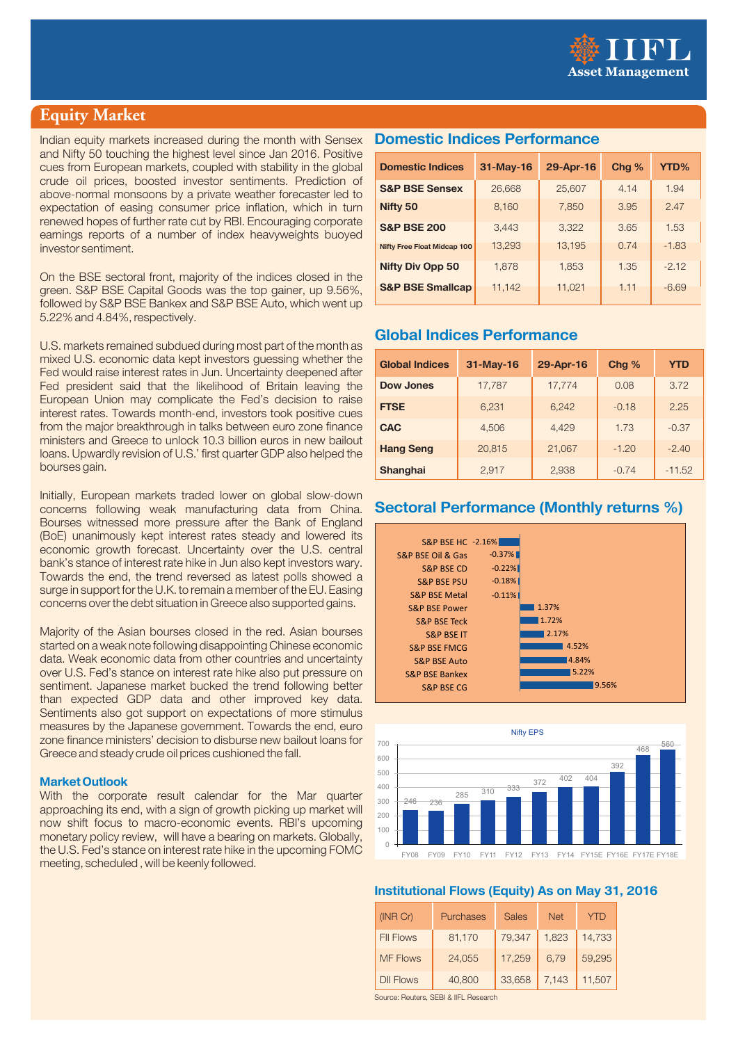## Equity Market

Indian equity markets increased during the month with Sensex and Nifty 50 touching the highest level since Jan 2016. Positive cues from European markets, coupled with stability in the global crude oil prices, boosted investor sentiments. Prediction of above-normal monsoons by a private weather forecaster led to expectation of easing consumer price inflation, which in turn renewed hopes of further rate cut by RBI. Encouraging corporate earnings reports of a number of index heavyweights buoyed investor sentiment.

On the BSE sectoral front, majority of the indices closed in the green. S&P BSE Capital Goods was the top gainer, up 9.56%, followed by S&P BSE Bankex and S&P BSE Auto, which went up 5.22% and 4.84%, respectively.

U.S. markets remained subdued during most part of the month as mixed U.S. economic data kept investors guessing whether the Fed would raise interest rates in Jun. Uncertainty deepened after Fed president said that the likelihood of Britain leaving the European Union may complicate the Fed's decision to raise interest rates. Towards month-end, investors took positive cues from the major breakthrough in talks between euro zone finance ministers and Greece to unlock 10.3 billion euros in new bailout loans. Upwardly revision of U.S.' first quarter GDP also helped the bourses gain.

Initially, European markets traded lower on global slow-down concerns following weak manufacturing data from China. Bourses witnessed more pressure after the Bank of England (BoE) unanimously kept interest rates steady and lowered its economic growth forecast. Uncertainty over the U.S. central bank's stance of interest rate hike in Jun also kept investors wary. Towards the end, the trend reversed as latest polls showed a surge in support for the U.K. to remain a member of the EU. Easing concerns over the debt situation in Greece also supported gains.

Majority of the Asian bourses closed in the red. Asian bourses started on a weak note following disappointing Chinese economic data. Weak economic data from other countries and uncertainty over U.S. Fed's stance on interest rate hike also put pressure on sentiment. Japanese market bucked the trend following better than expected GDP data and other improved key data. Sentiments also got support on expectations of more stimulus measures by the Japanese government. Towards the end, euro zone finance ministers' decision to disburse new bailout loans for Greece and steady crude oil prices cushioned the fall.

**Market Outlook**

With the corporate result calendar for the Mar quarter approaching its end, with a sign of growth picking up market will now shift focus to macro-economic events. RBI's upcoming monetary policy review, will have a bearing on markets. Globally, the U.S. Fed's stance on interest rate hike in the upcoming FOMC meeting, scheduled , will be keenly followed.

### Domestic Indices Performance

| Domestic Indices | 31-May-16 | 29-Apr-16 | Chg % | YTD% |
|---|---|---|---|---|
| S&P BSE Sensex | 26,668 | 25,607 | 4.14 | 1.94 |
| Nifty 50 | 8,160 | 7,850 | 3.95 | 2.47 |
| S&P BSE 200 | 3,443 | 3,322 | 3.65 | 1.53 |
| Nifty Free Float Midcap 100 | 13,293 | 13,195 | 0.74 | -1.83 |
| Nifty Div Opp 50 | 1,878 | 1,853 | 1.35 | -2.12 |
| S&P BSE Smallcap | 11,142 | 11,021 | 1.11 | -6.69 |

### Global Indices Performance

| Global Indices | 31-May-16 | 29-Apr-16 | Chg % | YTD |
|---|---|---|---|---|
| Dow Jones | 17,787 | 17,774 | 0.08 | 3.72 |
| FTSE | 6,231 | 6,242 | -0.18 | 2.25 |
| CAC | 4,506 | 4,429 | 1.73 | -0.37 |
| Hang Seng | 20,815 | 21,067 | -1.20 | -2.40 |
| Shanghai | 2,917 | 2,938 | -0.74 | -11.52 |

### Sectoral Performance (Monthly returns %)

| Sector | Return |
|---|---|
| S&P BSE HC | -2.16% |
| S&P BSE Oil & Gas | -0.37% |
| S&P BSE CD | -0.22% |
| S&P BSE PSU | -0.18% |
| S&P BSE Metal | -0.11% |
| S&P BSE Power | 1.37% |
| S&P BSE Teck | 1.72% |
| S&P BSE IT | 2.17% |
| S&P BSE FMCG | 4.52% |
| S&P BSE Auto | 4.84% |
| S&P BSE Bankex | 5.22% |
| S&P BSE CG | 9.56% |

**Nifty EPS**

| FY08 | FY09 | FY10 | FY11 | FY12 | FY13 | FY14 | FY15E | FY16E | FY17E | FY18E |
|---|---|---|---|---|---|---|---|---|---|---|
| 246 | 238 | 285 | 310 | 333 | 372 | 402 | 404 | 392 | 468 | 560 |

### Institutional Flows (Equity) As on May 31, 2016

| (INR Cr) | Purchases | Sales | Net | YTD |
|---|---|---|---|---|
| FII Flows | 81,170 | 79,347 | 1,823 | 14,733 |
| MF Flows | 24,055 | 17,259 | 6,79 | 59,295 |
| DII Flows | 40,800 | 33,658 | 7,143 | 11,507 |

Source: Reuters, SEBI & IIFL Research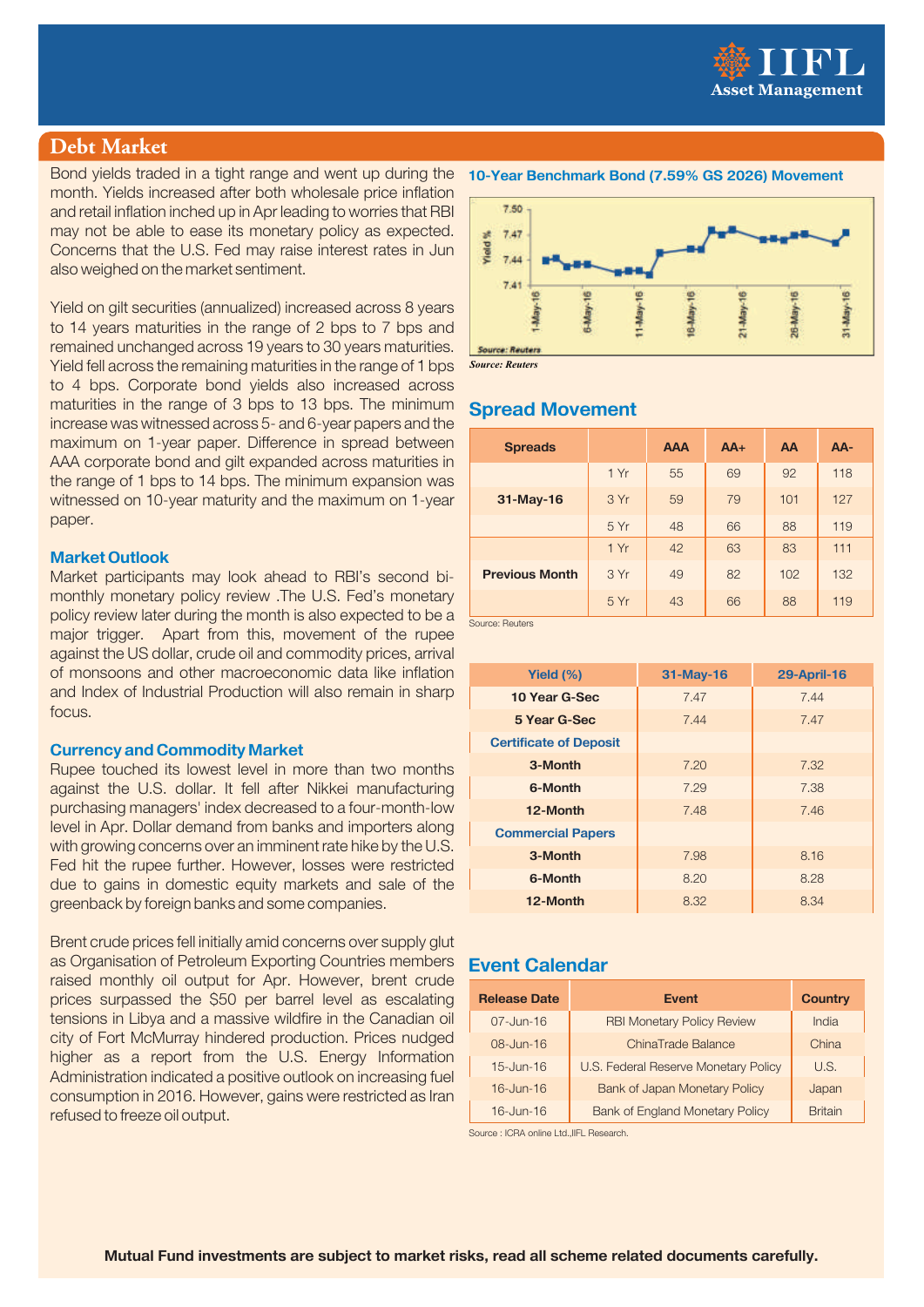## Debt Market

Bond yields traded in a tight range and went up during the month. Yields increased after both wholesale price inflation and retail inflation inched up in Apr leading to worries that RBI may not be able to ease its monetary policy as expected. Concerns that the U.S. Fed may raise interest rates in Jun also weighed on the market sentiment.

Yield on gilt securities (annualized) increased across 8 years to 14 years maturities in the range of 2 bps to 7 bps and remained unchanged across 19 years to 30 years maturities. Yield fell across the remaining maturities in the range of 1 bps to 4 bps. Corporate bond yields also increased across maturities in the range of 3 bps to 13 bps. The minimum increase was witnessed across 5- and 6-year papers and the maximum on 1-year paper. Difference in spread between AAA corporate bond and gilt expanded across maturities in the range of 1 bps to 14 bps. The minimum expansion was witnessed on 10-year maturity and the maximum on 1-year paper.

### Market Outlook

Market participants may look ahead to RBI's second bi-monthly monetary policy review .The U.S. Fed's monetary policy review later during the month is also expected to be a major trigger. Apart from this, movement of the rupee against the US dollar, crude oil and commodity prices, arrival of monsoons and other macroeconomic data like inflation and Index of Industrial Production will also remain in sharp focus.

### Currency and Commodity Market

Rupee touched its lowest level in more than two months against the U.S. dollar. It fell after Nikkei manufacturing purchasing managers' index decreased to a four-month-low level in Apr. Dollar demand from banks and importers along with growing concerns over an imminent rate hike by the U.S. Fed hit the rupee further. However, losses were restricted due to gains in domestic equity markets and sale of the greenback by foreign banks and some companies.

Brent crude prices fell initially amid concerns over supply glut as Organisation of Petroleum Exporting Countries members raised monthly oil output for Apr. However, brent crude prices surpassed the $50 per barrel level as escalating tensions in Libya and a massive wildfire in the Canadian oil city of Fort McMurray hindered production. Prices nudged higher as a report from the U.S. Energy Information Administration indicated a positive outlook on increasing fuel consumption in 2016. However, gains were restricted as Iran refused to freeze oil output.

**10-Year Benchmark Bond (7.59% GS 2026) Movement**

*Source: Reuters*

### Spread Movement

| Spreads | | AAA | AA+ | AA | AA- |
|---|---|---|---|---|---|
| 31-May-16 | 1 Yr | 55 | 69 | 92 | 118 |
| | 3 Yr | 59 | 79 | 101 | 127 |
| | 5 Yr | 48 | 66 | 88 | 119 |
| Previous Month | 1 Yr | 42 | 63 | 83 | 111 |
| | 3 Yr | 49 | 82 | 102 | 132 |
| | 5 Yr | 43 | 66 | 88 | 119 |

Source: Reuters

| Yield (%) | 31-May-16 | 29-April-16 |
|---|---|---|
| 10 Year G-Sec | 7.47 | 7.44 |
| 5 Year G-Sec | 7.44 | 7.47 |
| Certificate of Deposit | | |
| 3-Month | 7.20 | 7.32 |
| 6-Month | 7.29 | 7.38 |
| 12-Month | 7.48 | 7.46 |
| Commercial Papers | | |
| 3-Month | 7.98 | 8.16 |
| 6-Month | 8.20 | 8.28 |
| 12-Month | 8.32 | 8.34 |

### Event Calendar

| Release Date | Event | Country |
|---|---|---|
| 07-Jun-16 | RBI Monetary Policy Review | India |
| 08-Jun-16 | ChinaTrade Balance | China |
| 15-Jun-16 | U.S. Federal Reserve Monetary Policy | U.S. |
| 16-Jun-16 | Bank of Japan Monetary Policy | Japan |
| 16-Jun-16 | Bank of England Monetary Policy | Britain |

Source : ICRA online Ltd.,IIFL Research.

**Mutual Fund investments are subject to market risks, read all scheme related documents carefully.**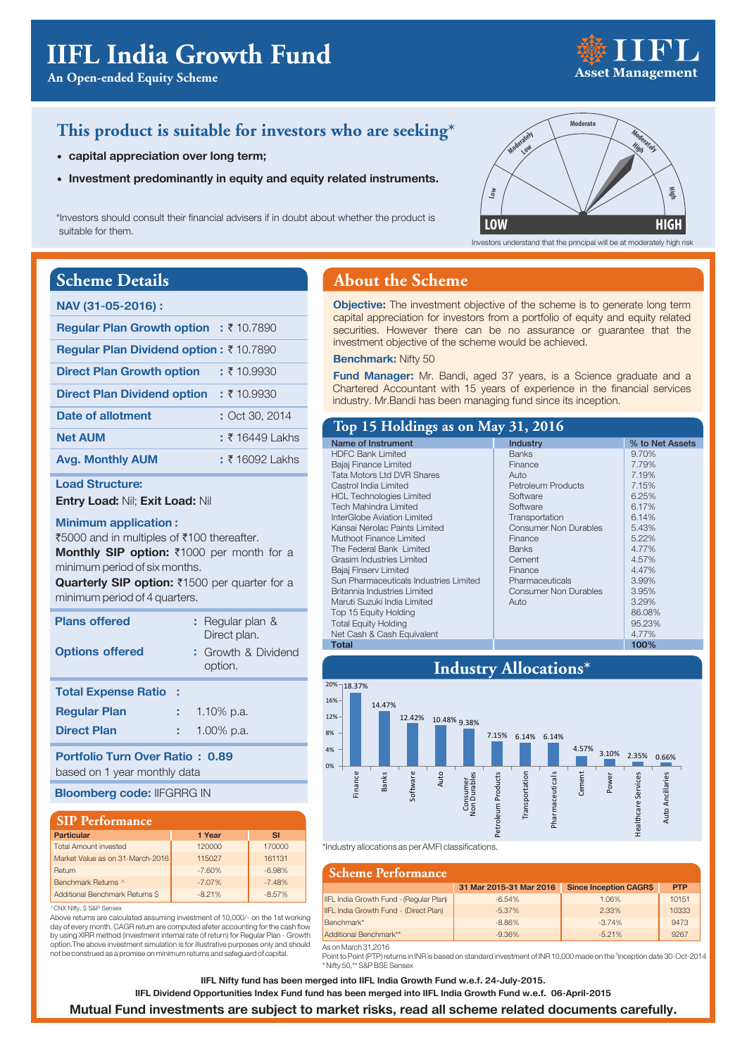# IIFL India Growth Fund

**An Open-ended Equity Scheme**

IIFL Asset Management

## This product is suitable for investors who are seeking*

- **capital appreciation over long term;**
- **Investment predominantly in equity and equity related instruments.**

*Investors should consult their financial advisers if in doubt about whether the product is suitable for them.

Investors understand that the principal will be at moderately high risk

## Scheme Details

**NAV (31-05-2016) :**

| | |
|---|---|
| **Regular Plan Growth option** | : ₹ 10.7890 |
| **Regular Plan Dividend option** | : ₹ 10.7890 |
| **Direct Plan Growth option** | : ₹ 10.9930 |
| **Direct Plan Dividend option** | : ₹ 10.9930 |
| **Date of allotment** | : Oct 30, 2014 |
| **Net AUM** | : ₹ 16449 Lakhs |
| **Avg. Monthly AUM** | : ₹ 16092 Lakhs |

**Load Structure:**

**Entry Load:** Nil; **Exit Load:** Nil

**Minimum application :**

₹5000 and in multiples of ₹100 thereafter.

**Monthly SIP option:** ₹1000 per month for a minimum period of six months.

**Quarterly SIP option:** ₹1500 per quarter for a minimum period of 4 quarters.

| | |
|---|---|
| **Plans offered** | : Regular plan & Direct plan. |
| **Options offered** | : Growth & Dividend option. |

**Total Expense Ratio :**

| | |
|---|---|
| **Regular Plan** | : 1.10% p.a. |
| **Direct Plan** | : 1.00% p.a. |

**Portfolio Turn Over Ratio : 0.89** based on 1 year monthly data

**Bloomberg code:** IIFGRRG IN

## SIP Performance

| Particular | 1 Year | SI |
|---|---|---|
| Total Amount invested | 120000 | 170000 |
| Market Value as on 31-March-2016 | 115027 | 161131 |
| Return | -7.60% | -6.98% |
| Benchmark Returns ^ | -7.07% | -7.48% |
| Additional Benchmark Returns $ | -8.21% | -8.57% |

^CNX Nifty, $ S&P Sensex

Above returns are calculated assuming investment of 10,000/- on the 1st working day of every month. CAGR return are computed afeter accounting for the cash flow by using XIRR method (investment internal rate of return) for Regular Plan - Growth option.The above investment simulation is for illustrative purposes only and should not be construed as a promise on minimum returns and safeguard of capital.

## About the Scheme

**Objective:** The investment objective of the scheme is to generate long term capital appreciation for investors from a portfolio of equity and equity related securities. However there can be no assurance or guarantee that the investment objective of the scheme would be achieved.

**Benchmark:** Nifty 50

**Fund Manager:** Mr. Bandi, aged 37 years, is a Science graduate and a Chartered Accountant with 15 years of experience in the financial services industry. Mr.Bandi has been managing fund since its inception.

## Top 15 Holdings as on May 31, 2016

| Name of Instrument | Industry | % to Net Assets |
|---|---|---|
| HDFC Bank Limited | Banks | 9.70% |
| Bajaj Finance Limited | Finance | 7.79% |
| Tata Motors Ltd DVR Shares | Auto | 7.19% |
| Castrol India Limited | Petroleum Products | 7.15% |
| HCL Technologies Limited | Software | 6.25% |
| Tech Mahindra Limited | Software | 6.17% |
| InterGlobe Aviation Limited | Transportation | 6.14% |
| Kansai Nerolac Paints Limited | Consumer Non Durables | 5.43% |
| Muthoot Finance Limited | Finance | 5.22% |
| The Federal Bank Limited | Banks | 4.77% |
| Grasim Industries Limited | Cement | 4.57% |
| Bajaj Finserv Limited | Finance | 4.47% |
| Sun Pharmaceuticals Industries Limited | Pharmaceuticals | 3.99% |
| Britannia Industries Limited | Consumer Non Durables | 3.95% |
| Maruti Suzuki India Limited | Auto | 3.29% |
| Top 15 Equity Holding | | 86.08% |
| Total Equity Holding | | 95.23% |
| Net Cash & Cash Equivalent | | 4.77% |
| **Total** | | **100%** |

## Industry Allocations*

| Industry | Allocation |
|---|---|
| Finance | 18.37% |
| Banks | 14.47% |
| Software | 12.42% |
| Auto | 10.48% |
| Consumer Non Durables | 9.38% |
| Petroleum Products | 7.15% |
| Transportation | 6.14% |
| Pharmaceuticals | 6.14% |
| Cement | 4.57% |
| Power | 3.10% |
| Healthcare Services | 2.35% |
| Auto Ancillaries | 0.66% |

*Industry allocations as per AMFI classifications.

## Scheme Performance

| | 31 Mar 2015-31 Mar 2016 | Since Inception CAGR$ | PTP |
|---|---|---|---|
| IIFL India Growth Fund - (Regular Plan) | -6.54% | 1.06% | 10151 |
| IIFL India Growth Fund - (Direct Plan) | -5.37% | 2.33% | 10333 |
| Benchmark* | -8.86% | -3.74% | 9473 |
| Additional Benchmark** | -9.36% | -5.21% | 9267 |

As on March 31,2016

Point to Point (PTP) returns in INR is based on standard investment of INR 10,000 made on the $inception date 30-Oct-2014

* Nifty 50,** S&P BSE Sensex

**IIFL Nifty fund has been merged into IIFL India Growth Fund w.e.f. 24-July-2015.**

**IIFL Dividend Opportunities Index Fund fund has been merged into IIFL India Growth Fund w.e.f. 06-April-2015**

**Mutual Fund investments are subject to market risks, read all scheme related documents carefully.**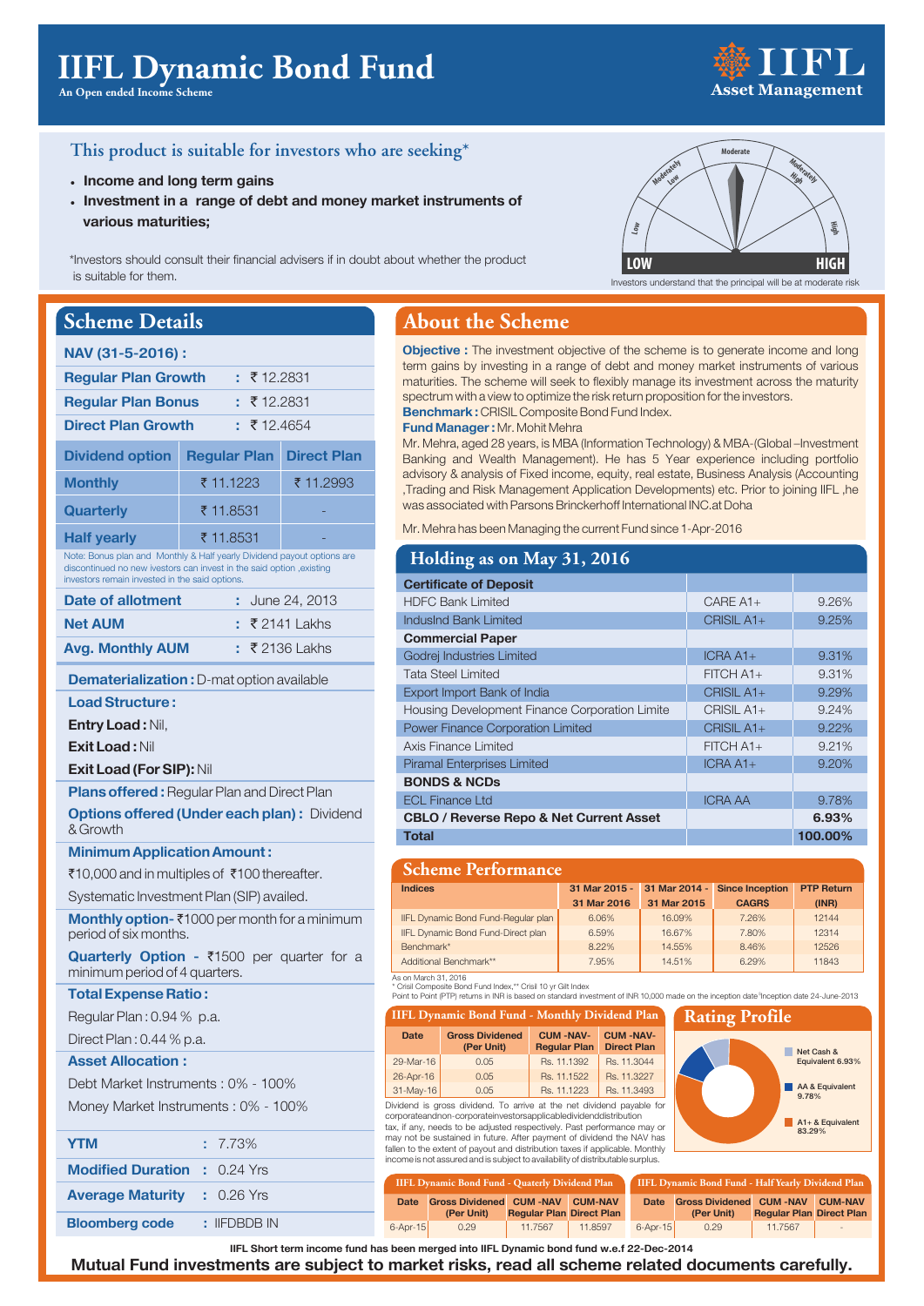# IIFL Dynamic Bond Fund

An Open ended Income Scheme

IIFL Asset Management

## This product is suitable for investors who are seeking*

- Income and long term gains
- Investment in a range of debt and money market instruments of various maturities;

*Investors should consult their financial advisers in if doubt about whether the product is suitable for them.

Low | Moderately Low | Moderate | Moderately High | High

LOW — HIGH

Investors understand that the principal will be at moderate risk

## Scheme Details

**NAV (31-5-2016) :**

| | |
|---|---|
| **Regular Plan Growth** | : ₹ 12.2831 |
| **Regular Plan Bonus** | : ₹ 12.2831 |
| **Direct Plan Growth** | : ₹ 12.4654 |

| Dividend option | Regular Plan | Direct Plan |
|---|---|---|
| Monthly | ₹ 11.1223 | ₹ 11.2993 |
| Quarterly | ₹ 11.8531 | - |
| Half yearly | ₹ 11.8531 | - |

Note: Bonus plan and Monthly & Half yearly Dividend payout options are discontinued no new investors can invest in the said option ,existing investors remain invested in the said options.

| | |
|---|---|
| **Date of allotment** | : June 24, 2013 |
| **Net AUM** | : ₹ 2141 Lakhs |
| **Avg. Monthly AUM** | : ₹ 2136 Lakhs |

**Dematerialization :** D-mat option available

**Load Structure :**

**Entry Load :** Nil,

**Exit Load :** Nil

**Exit Load (For SIP):** Nil

**Plans offered :** Regular Plan and Direct Plan

**Options offered (Under each plan) :** Dividend & Growth

**Minimum Application Amount :**

₹10,000 and in multiples of ₹100 thereafter.

Systematic Investment Plan (SIP) availed.

**Monthly option-** ₹1000 per month for a minimum period of six months.

**Quarterly Option -** ₹1500 per quarter for a minimum period of 4 quarters.

**Total Expense Ratio :**

Regular Plan : 0.94 % p.a.

Direct Plan : 0.44 % p.a.

**Asset Allocation :**

Debt Market Instruments : 0% - 100%

Money Market Instruments : 0% - 100%

| | |
|---|---|
| **YTM** | : 7.73% |
| **Modified Duration** | : 0.24 Yrs |
| **Average Maturity** | : 0.26 Yrs |
| **Bloomberg code** | : IIFDBDB IN |

## About the Scheme

**Objective :** The investment objective of the scheme is to generate income and long term gains by investing in a range of debt and money market instruments of various maturities. The scheme will seek to flexibly manage its investment across the maturity spectrum with a view to optimize the risk return proposition for the investors.

**Benchmark :** CRISIL Composite Bond Fund Index.

**Fund Manager :** Mr. Mohit Mehra

Mr. Mehra, aged 28 years, is MBA (Information Technology) & MBA-(Global –Investment Banking and Wealth Management). He has 5 Year experience including portfolio advisory & analysis of Fixed income, equity, real estate, Business Analysis (Accounting ,Trading and Risk Management Application Developments) etc. Prior to joining IIFL ,he was associated with Parsons Brinckerhoff International INC.at Doha

Mr. Mehra has been Managing the current Fund since 1-Apr-2016

## Holding as on May 31, 2016

| | | |
|---|---|---|
| **Certificate of Deposit** | | |
| HDFC Bank Limited | CARE A1+ | 9.26% |
| IndusInd Bank Limited | CRISIL A1+ | 9.25% |
| **Commercial Paper** | | |
| Godrej Industries Limited | ICRA A1+ | 9.31% |
| Tata Steel Limited | FITCH A1+ | 9.31% |
| Export Import Bank of India | CRISIL A1+ | 9.29% |
| Housing Development Finance Corporation Limite | CRISIL A1+ | 9.24% |
| Power Finance Corporation Limited | CRISIL A1+ | 9.22% |
| Axis Finance Limited | FITCH A1+ | 9.21% |
| Piramal Enterprises Limited | ICRA A1+ | 9.20% |
| **BONDS & NCDs** | | |
| ECL Finance Ltd | ICRA AA | 9.78% |
| **CBLO / Reverse Repo & Net Current Asset** | | **6.93%** |
| **Total** | | **100.00%** |

## Scheme Performance

| Indices | 31 Mar 2015 - 31 Mar 2016 | 31 Mar 2014 - 31 Mar 2015 | Since Inception CAGR$ | PTP Return (INR) |
|---|---|---|---|---|
| IIFL Dynamic Bond Fund-Regular plan | 6.06% | 16.09% | 7.26% | 12144 |
| IIFL Dynamic Bond Fund-Direct plan | 6.59% | 16.67% | 7.80% | 12314 |
| Benchmark* | 8.22% | 14.55% | 8.46% | 12526 |
| Additional Benchmark** | 7.95% | 14.51% | 6.29% | 11843 |

As on March 31, 2016

* Crisil Composite Bond Fund Index,** Crisil 10 yr Gilt Index

Point to Point (PTP) returns in INR is based on standard investment of INR 10,000 made on the inception date $Inception date 24-June-2013

## IIFL Dynamic Bond Fund - Monthly Dividend Plan

| Date | Gross Dividened (Per Unit) | CUM -NAV- Regular Plan | CUM -NAV- Direct Plan |
|---|---|---|---|
| 29-Mar-16 | 0.05 | Rs. 11.1392 | Rs. 11.3044 |
| 26-Apr-16 | 0.05 | Rs. 11.1522 | Rs. 11.3227 |
| 31-May-16 | 0.05 | Rs. 11.1223 | Rs. 11.3493 |

Dividend is gross dividend. To arrive at the net dividend payable for corporateandnon-corporateinvestorsapplicabledividenddistribution tax, if any, needs to be adjusted respectively. Past performance may or may not be sustained in future. After payment of dividend the NAV has fallen to the extent of payout and distribution taxes if applicable. Monthly income is not assured and is subject to availability of distributable surplus.

## Rating Profile

- Net Cash & Equivalent 6.93%
- AA & Equivalent 9.78%
- A1+ & Equivalent 83.29%

## IIFL Dynamic Bond Fund - Quaterly Dividend Plan

| Date | Gross Dividened (Per Unit) | CUM -NAV Regular Plan | CUM-NAV Direct Plan |
|---|---|---|---|
| 6-Apr-15 | 0.29 | 11.7567 | 11.8597 |

## IIFL Dynamic Bond Fund - Half Yearly Dividend Plan

| Date | Gross Dividened (Per Unit) | CUM -NAV Regular Plan | CUM-NAV Direct Plan |
|---|---|---|---|
| 6-Apr-15 | 0.29 | 11.7567 | - |

IIFL Short term income fund has been merged into IIFL Dynamic bond fund w.e.f 22-Dec-2014

**Mutual Fund investments are subject to market risks, read all scheme related documents carefully.**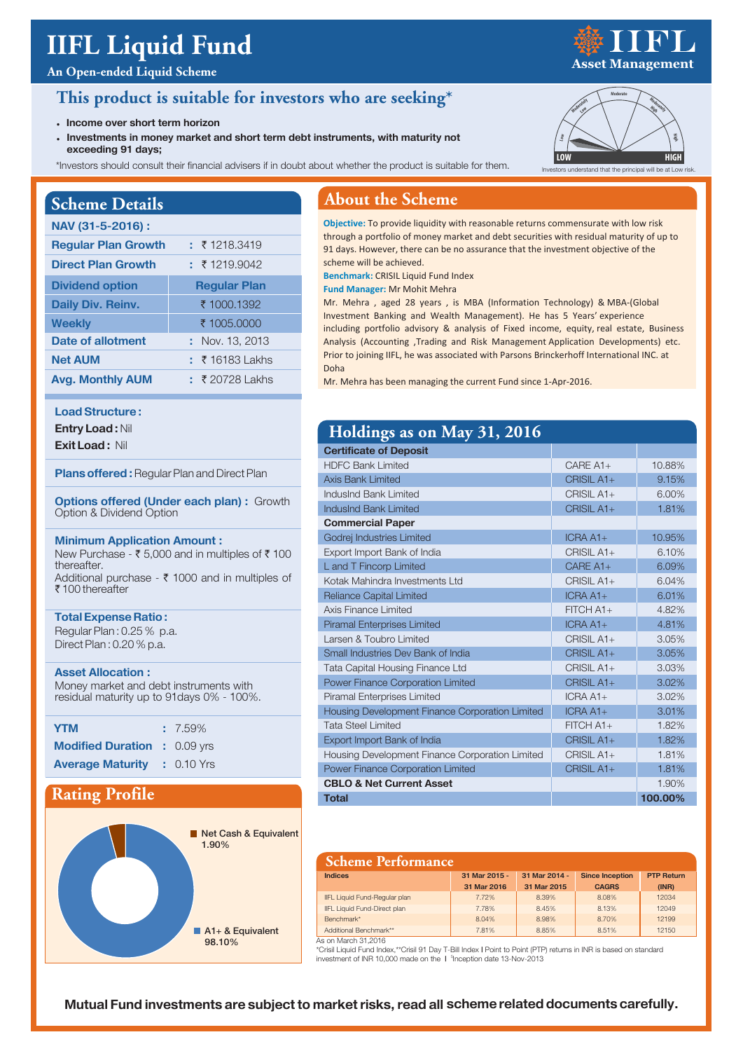# IIFL Liquid Fund

**An Open-ended Liquid Scheme**

IIFL Asset Management

## This product is suitable for investors who are seeking*

- **Income over short term horizon**
- **Investments in money market and short term debt instruments, with maturity not exceeding 91 days;**

*Investors should consult their financial advisers if in doubt about whether the product is suitable for them.

Investors understand that the principal will be at Low risk.

## Scheme Details

| NAV (31-5-2016) : | |
|---|---|
| Regular Plan Growth | : ₹ 1218.3419 |
| Direct Plan Growth | : ₹ 1219.9042 |
| **Dividend option** | **Regular Plan** |
| Daily Div. Reinv. | ₹ 1000.1392 |
| Weekly | ₹ 1005.0000 |
| Date of allotment | : Nov. 13, 2013 |
| Net AUM | : ₹ 16183 Lakhs |
| Avg. Monthly AUM | : ₹ 20728 Lakhs |

**Load Structure :**

**Entry Load :** Nil

**Exit Load :** Nil

**Plans offered :** Regular Plan and Direct Plan

**Options offered (Under each plan) :** Growth Option & Dividend Option

**Minimum Application Amount :**

New Purchase - ₹ 5,000 and in multiples of ₹ 100 thereafter.

Additional purchase - ₹ 1000 and in multiples of ₹ 100 thereafter

**Total Expense Ratio :**

Regular Plan : 0.25 % p.a.

Direct Plan : 0.20 % p.a.

**Asset Allocation :**

Money market and debt instruments with residual maturity up to 91days 0% - 100%.

| | |
|---|---|
| YTM | : 7.59% |
| Modified Duration | : 0.09 yrs |
| Average Maturity | : 0.10 Yrs |

## Rating Profile

- Net Cash & Equivalent 1.90%
- A1+ & Equivalent 98.10%

## About the Scheme

**Objective:** To provide liquidity with reasonable returns commensurate with low risk through a portfolio of money market and debt securities with residual maturity of up to 91 days. However, there can be no assurance that the investment objective of the scheme will be achieved.

**Benchmark:** CRISIL Liquid Fund Index

**Fund Manager:** Mr Mohit Mehra

Mr. Mehra , aged 28 years , is MBA (Information Technology) & MBA-(Global Investment Banking and Wealth Management). He has 5 Years' experience including portfolio advisory & analysis of Fixed income, equity, real estate, Business Analysis (Accounting ,Trading and Risk Management Application Developments) etc. Prior to joining IIFL, he was associated with Parsons Brinckerhoff International INC. at Doha

Mr. Mehra has been managing the current Fund since 1-Apr-2016.

## Holdings as on May 31, 2016

| | | |
|---|---|---|
| **Certificate of Deposit** | | |
| HDFC Bank Limited | CARE A1+ | 10.88% |
| Axis Bank Limited | CRISIL A1+ | 9.15% |
| IndusInd Bank Limited | CRISIL A1+ | 6.00% |
| IndusInd Bank Limited | CRISIL A1+ | 1.81% |
| **Commercial Paper** | | |
| Godrej Industries Limited | ICRA A1+ | 10.95% |
| Export Import Bank of India | CRISIL A1+ | 6.10% |
| L and T Fincorp Limited | CARE A1+ | 6.09% |
| Kotak Mahindra Investments Ltd | CRISIL A1+ | 6.04% |
| Reliance Capital Limited | ICRA A1+ | 6.01% |
| Axis Finance Limited | FITCH A1+ | 4.82% |
| Piramal Enterprises Limited | ICRA A1+ | 4.81% |
| Larsen & Toubro Limited | CRISIL A1+ | 3.05% |
| Small Industries Dev Bank of India | CRISIL A1+ | 3.05% |
| Tata Capital Housing Finance Ltd | CRISIL A1+ | 3.03% |
| Power Finance Corporation Limited | CRISIL A1+ | 3.02% |
| Piramal Enterprises Limited | ICRA A1+ | 3.02% |
| Housing Development Finance Corporation Limited | ICRA A1+ | 3.01% |
| Tata Steel Limited | FITCH A1+ | 1.82% |
| Export Import Bank of India | CRISIL A1+ | 1.82% |
| Housing Development Finance Corporation Limited | CRISIL A1+ | 1.81% |
| Power Finance Corporation Limited | CRISIL A1+ | 1.81% |
| **CBLO & Net Current Asset** | | 1.90% |
| **Total** | | **100.00%** |

## Scheme Performance

| Indices | 31 Mar 2015 - 31 Mar 2016 | 31 Mar 2014 - 31 Mar 2015 | Since Inception CAGR$ | PTP Return (INR) |
|---|---|---|---|---|
| IIFL Liquid Fund-Regular plan | 7.72% | 8.39% | 8.08% | 12034 |
| IIFL Liquid Fund-Direct plan | 7.78% | 8.45% | 8.13% | 12049 |
| Benchmark* | 8.04% | 8.98% | 8.70% | 12199 |
| Additional Benchmark** | 7.81% | 8.85% | 8.51% | 12150 |

As on March 31,2016

*Crisil Liquid Fund Index,**Crisil 91 Day T-Bill Index I Point to Point (PTP) returns in INR is based on standard investment of INR 10,000 made on the I $Inception date 13-Nov-2013

**Mutual Fund investments are subject to market risks, read all scheme related documents carefully.**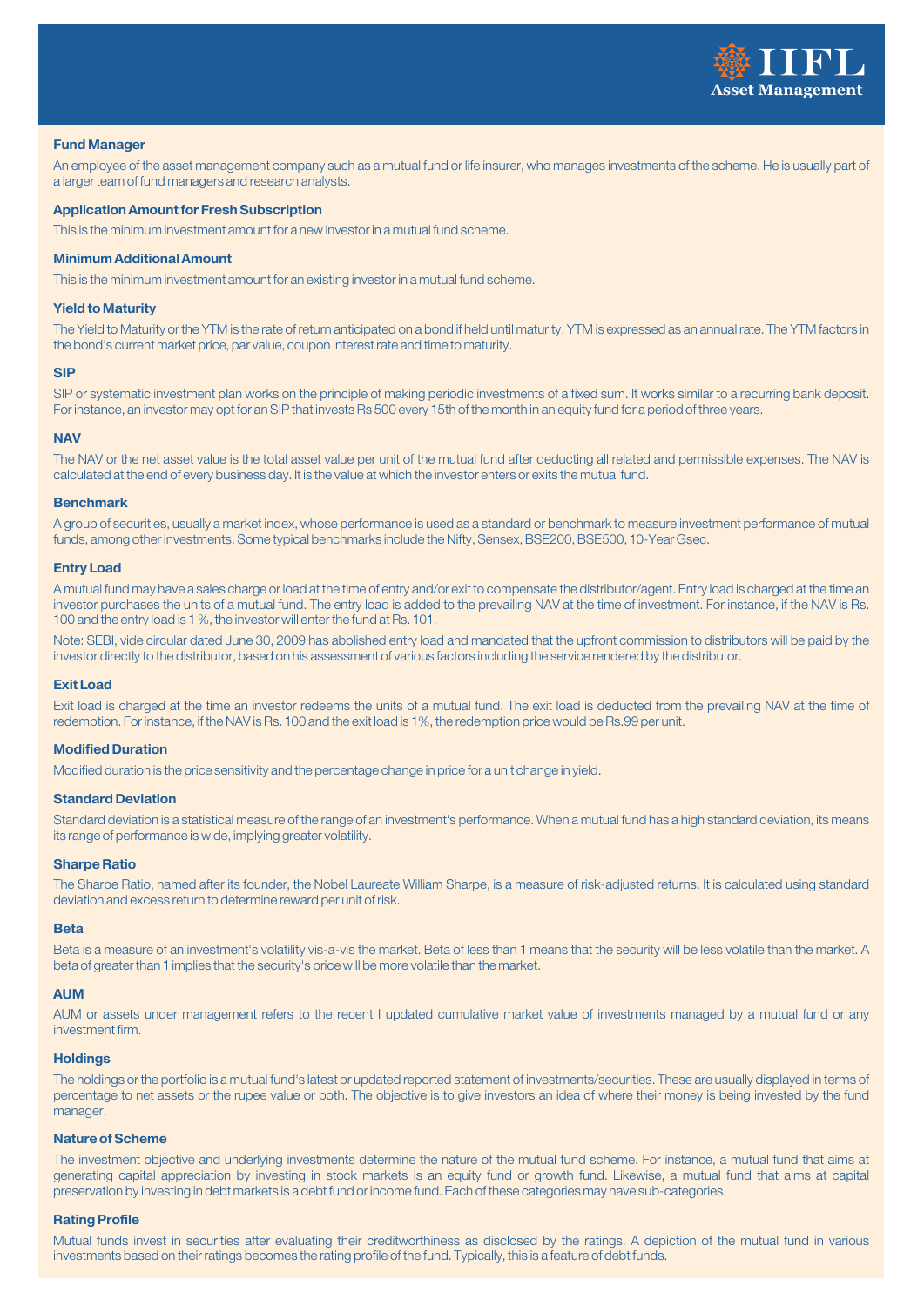### Fund Manager

An employee of the asset management company such as a mutual fund or life insurer, who manages investments of the scheme. He is usually part of a larger team of fund managers and research analysts.

### Application Amount for Fresh Subscription

This is the minimum investment amount for a new investor in a mutual fund scheme.

### Minimum Additional Amount

This is the minimum investment amount for an existing investor in a mutual fund scheme.

### Yield to Maturity

The Yield to Maturity or the YTM is the rate of return anticipated on a bond if held until maturity. YTM is expressed as an annual rate. The YTM factors in the bond's current market price, par value, coupon interest rate and time to maturity.

### SIP

SIP or systematic investment plan works on the principle of making periodic investments of a fixed sum. It works similar to a recurring bank deposit. For instance, an investor may opt for an SIP that invests Rs 500 every 15th of the month in an equity fund for a period of three years.

### NAV

The NAV or the net asset value is the total asset value per unit of the mutual fund after deducting all related and permissible expenses. The NAV is calculated at the end of every business day. It is the value at which the investor enters or exits the mutual fund.

### Benchmark

A group of securities, usually a market index, whose performance is used as a standard or benchmark to measure investment performance of mutual funds, among other investments. Some typical benchmarks include the Nifty, Sensex, BSE200, BSE500, 10-Year Gsec.

### Entry Load

A mutual fund may have a sales charge or load at the time of entry and/or exit to compensate the distributor/agent. Entry load is charged at the time an investor purchases the units of a mutual fund. The entry load is added to the prevailing NAV at the time of investment. For instance, if the NAV is Rs. 100 and the entry load is 1 %, the investor will enter the fund at Rs. 101.

Note: SEBI, vide circular dated June 30, 2009 has abolished entry load and mandated that the upfront commission to distributors will be paid by the investor directly to the distributor, based on his assessment of various factors including the service rendered by the distributor.

### Exit Load

Exit load is charged at the time an investor redeems the units of a mutual fund. The exit load is deducted from the prevailing NAV at the time of redemption. For instance, if the NAV is Rs. 100 and the exit load is 1%, the redemption price would be Rs.99 per unit.

### Modified Duration

Modified duration is the price sensitivity and the percentage change in price for a unit change in yield.

### Standard Deviation

Standard deviation is a statistical measure of the range of an investment's performance. When a mutual fund has a high standard deviation, its means its range of performance is wide, implying greater volatility.

### Sharpe Ratio

The Sharpe Ratio, named after its founder, the Nobel Laureate William Sharpe, is a measure of risk-adjusted returns. It is calculated using standard deviation and excess return to determine reward per unit of risk.

### Beta

Beta is a measure of an investment's volatility vis-a-vis the market. Beta of less than 1 means that the security will be less volatile than the market. A beta of greater than 1 implies that the security's price will be more volatile than the market.

### AUM

AUM or assets under management refers to the recent I updated cumulative market value of investments managed by a mutual fund or any investment firm.

### Holdings

The holdings or the portfolio is a mutual fund's latest or updated reported statement of investments/securities. These are usually displayed in terms of percentage to net assets or the rupee value or both. The objective is to give investors an idea of where their money is being invested by the fund manager.

### Nature of Scheme

The investment objective and underlying investments determine the nature of the mutual fund scheme. For instance, a mutual fund that aims at generating capital appreciation by investing in stock markets is an equity fund or growth fund. Likewise, a mutual fund that aims at capital preservation by investing in debt markets is a debt fund or income fund. Each of these categories may have sub-categories.

### Rating Profile

Mutual funds invest in securities after evaluating their creditworthiness as disclosed by the ratings. A depiction of the mutual fund in various investments based on their ratings becomes the rating profile of the fund. Typically, this is a feature of debt funds.